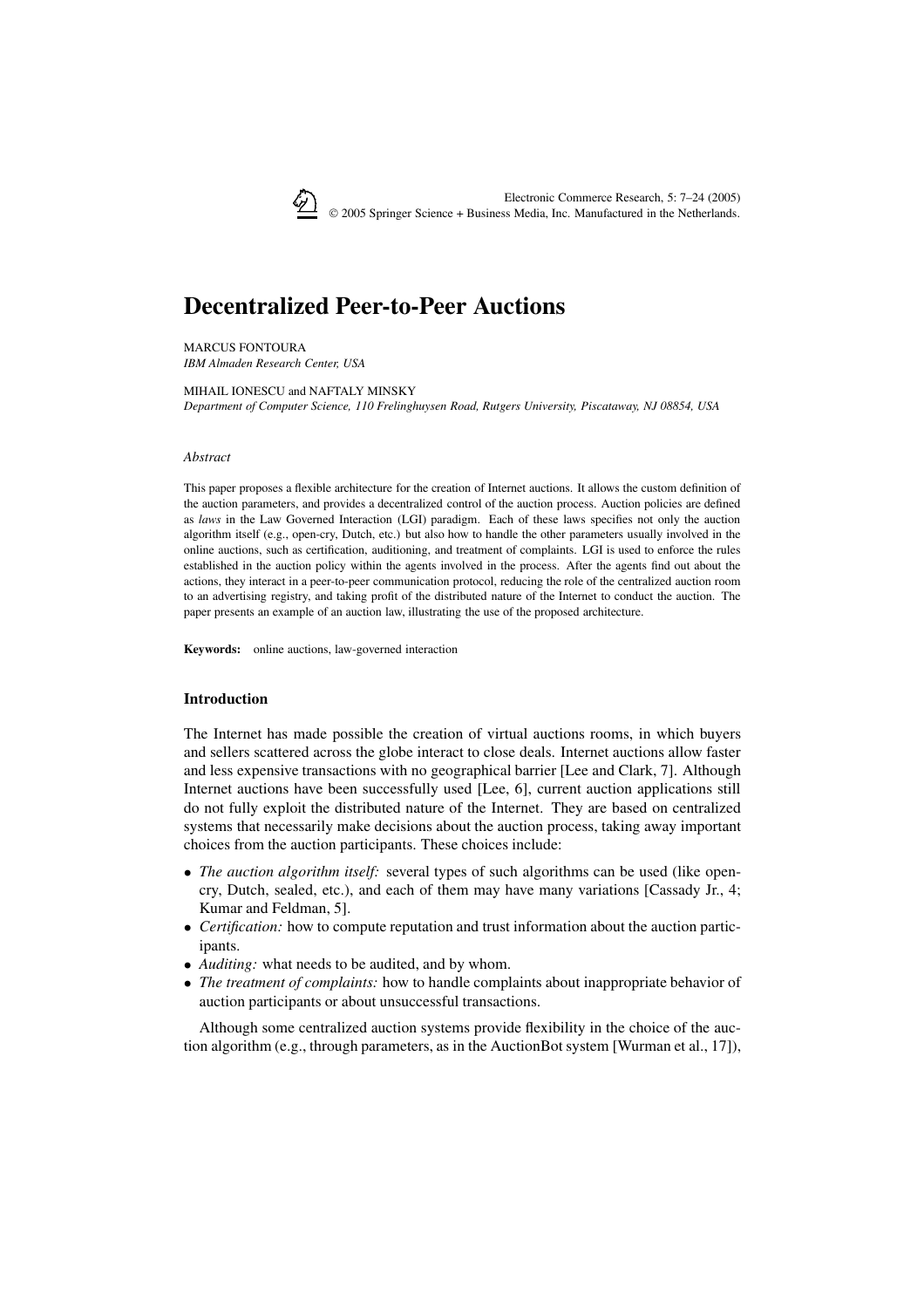# Decentralized Peer-to-Peer Auctions

MARCUS FONTOURA
*IBM Almaden Research Center, USA*

MIHAIL IONESCU and NAFTALY MINSKY
*Department of Computer Science, 110 Frelinghuysen Road, Rutgers University, Piscataway, NJ 08854, USA*

*Abstract*

This paper proposes a flexible architecture for the creation of Internet auctions. It allows the custom definition of the auction parameters, and provides a decentralized control of the auction process. Auction policies are defined as *laws* in the Law Governed Interaction (LGI) paradigm. Each of these laws specifies not only the auction algorithm itself (e.g., open-cry, Dutch, etc.) but also how to handle the other parameters usually involved in the online auctions, such as certification, auditioning, and treatment of complaints. LGI is used to enforce the rules established in the auction policy within the agents involved in the process. After the agents find out about the actions, they interact in a peer-to-peer communication protocol, reducing the role of the centralized auction room to an advertising registry, and taking profit of the distributed nature of the Internet to conduct the auction. The paper presents an example of an auction law, illustrating the use of the proposed architecture.

**Keywords:** online auctions, law-governed interaction

## Introduction

The Internet has made possible the creation of virtual auctions rooms, in which buyers and sellers scattered across the globe interact to close deals. Internet auctions allow faster and less expensive transactions with no geographical barrier [Lee and Clark, 7]. Although Internet auctions have been successfully used [Lee, 6], current auction applications still do not fully exploit the distributed nature of the Internet. They are based on centralized systems that necessarily make decisions about the auction process, taking away important choices from the auction participants. These choices include:

- *The auction algorithm itself:* several types of such algorithms can be used (like open-cry, Dutch, sealed, etc.), and each of them may have many variations [Cassady Jr., 4; Kumar and Feldman, 5].
- *Certification:* how to compute reputation and trust information about the auction participants.
- *Auditing:* what needs to be audited, and by whom.
- *The treatment of complaints:* how to handle complaints about inappropriate behavior of auction participants or about unsuccessful transactions.

Although some centralized auction systems provide flexibility in the choice of the auction algorithm (e.g., through parameters, as in the AuctionBot system [Wurman et al., 17]),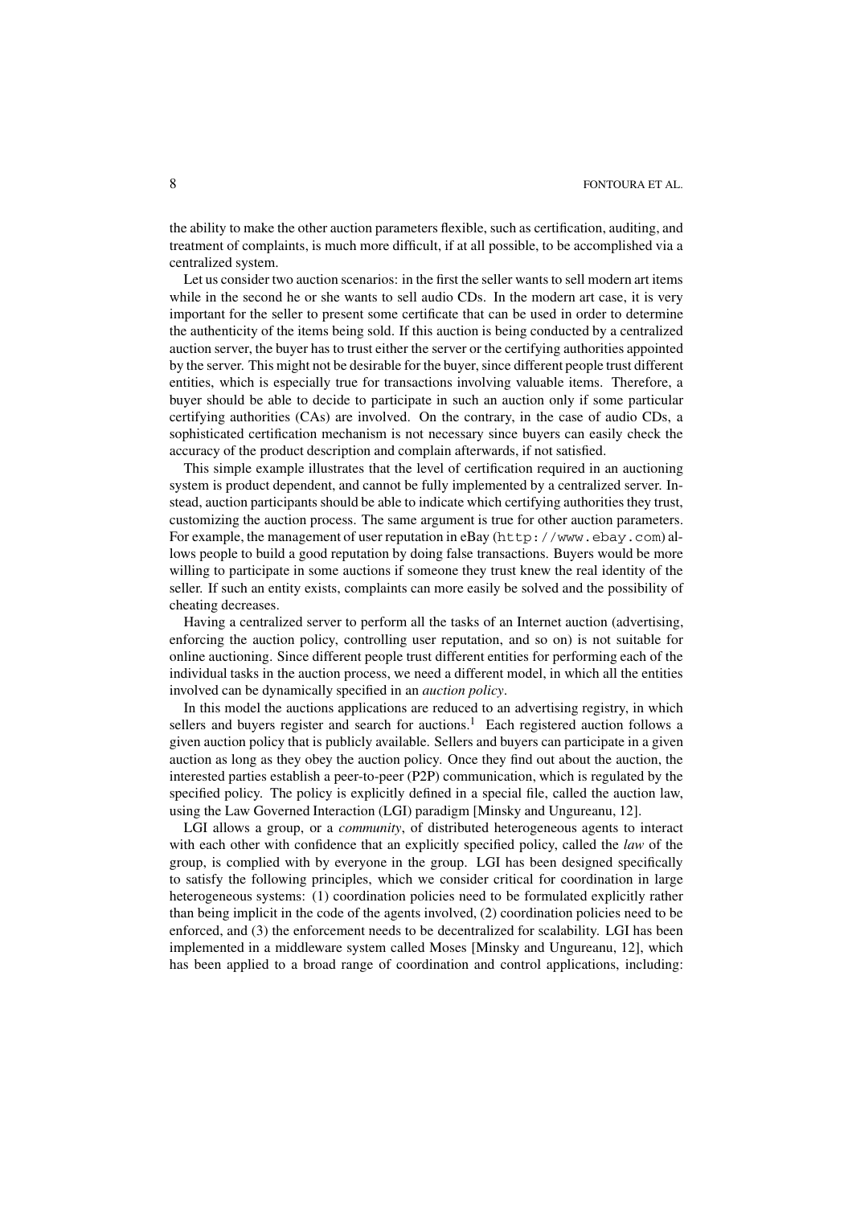the ability to make the other auction parameters flexible, such as certification, auditing, and treatment of complaints, is much more difficult, if at all possible, to be accomplished via a centralized system.

Let us consider two auction scenarios: in the first the seller wants to sell modern art items while in the second he or she wants to sell audio CDs. In the modern art case, it is very important for the seller to present some certificate that can be used in order to determine the authenticity of the items being sold. If this auction is being conducted by a centralized auction server, the buyer has to trust either the server or the certifying authorities appointed by the server. This might not be desirable for the buyer, since different people trust different entities, which is especially true for transactions involving valuable items. Therefore, a buyer should be able to decide to participate in such an auction only if some particular certifying authorities (CAs) are involved. On the contrary, in the case of audio CDs, a sophisticated certification mechanism is not necessary since buyers can easily check the accuracy of the product description and complain afterwards, if not satisfied.

This simple example illustrates that the level of certification required in an auctioning system is product dependent, and cannot be fully implemented by a centralized server. Instead, auction participants should be able to indicate which certifying authorities they trust, customizing the auction process. The same argument is true for other auction parameters. For example, the management of user reputation in eBay (`http://www.ebay.com`) allows people to build a good reputation by doing false transactions. Buyers would be more willing to participate in some auctions if someone they trust knew the real identity of the seller. If such an entity exists, complaints can more easily be solved and the possibility of cheating decreases.

Having a centralized server to perform all the tasks of an Internet auction (advertising, enforcing the auction policy, controlling user reputation, and so on) is not suitable for online auctioning. Since different people trust different entities for performing each of the individual tasks in the auction process, we need a different model, in which all the entities involved can be dynamically specified in an *auction policy*.

In this model the auctions applications are reduced to an advertising registry, in which sellers and buyers register and search for auctions.[1] Each registered auction follows a given auction policy that is publicly available. Sellers and buyers can participate in a given auction as long as they obey the auction policy. Once they find out about the auction, the interested parties establish a peer-to-peer (P2P) communication, which is regulated by the specified policy. The policy is explicitly defined in a special file, called the auction law, using the Law Governed Interaction (LGI) paradigm [Minsky and Ungureanu, 12].

LGI allows a group, or a *community*, of distributed heterogeneous agents to interact with each other with confidence that an explicitly specified policy, called the *law* of the group, is complied with by everyone in the group. LGI has been designed specifically to satisfy the following principles, which we consider critical for coordination in large heterogeneous systems: (1) coordination policies need to be formulated explicitly rather than being implicit in the code of the agents involved, (2) coordination policies need to be enforced, and (3) the enforcement needs to be decentralized for scalability. LGI has been implemented in a middleware system called Moses [Minsky and Ungureanu, 12], which has been applied to a broad range of coordination and control applications, including: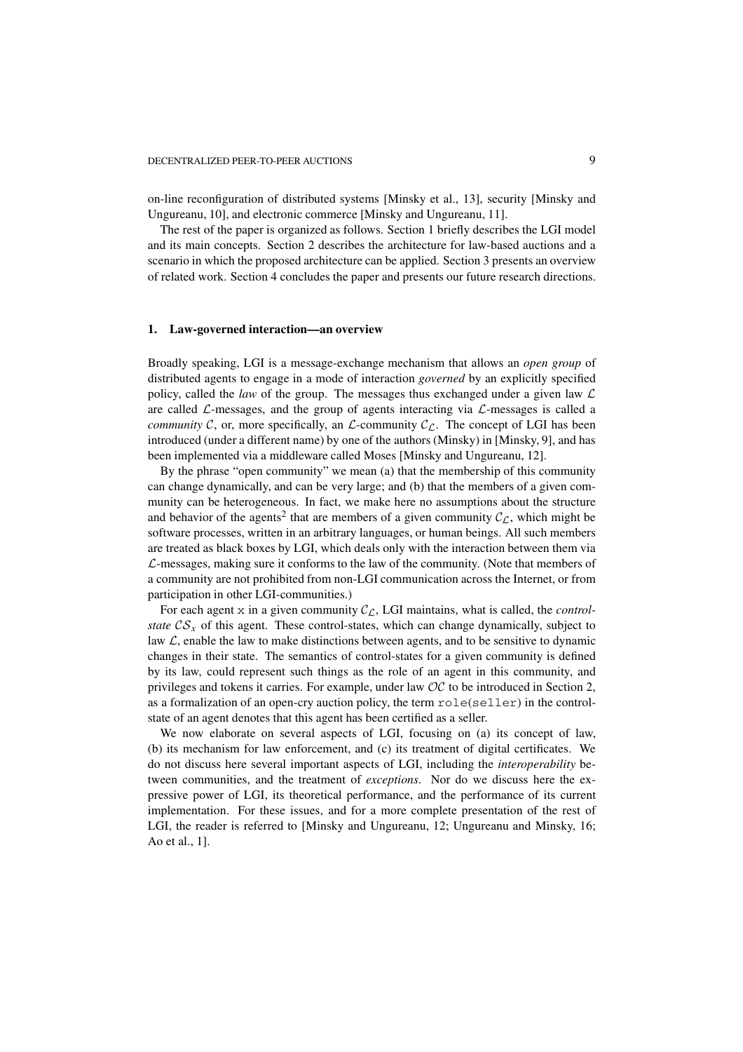on-line reconfiguration of distributed systems [Minsky et al., 13], security [Minsky and Ungureanu, 10], and electronic commerce [Minsky and Ungureanu, 11].

The rest of the paper is organized as follows. Section 1 briefly describes the LGI model and its main concepts. Section 2 describes the architecture for law-based auctions and a scenario in which the proposed architecture can be applied. Section 3 presents an overview of related work. Section 4 concludes the paper and presents our future research directions.

## 1. Law-governed interaction—an overview

Broadly speaking, LGI is a message-exchange mechanism that allows an *open group* of distributed agents to engage in a mode of interaction *governed* by an explicitly specified policy, called the *law* of the group. The messages thus exchanged under a given law $\mathcal{L}$ are called $\mathcal{L}$-messages, and the group of agents interacting via $\mathcal{L}$-messages is called a *community* $\mathcal{C}$, or, more specifically, an $\mathcal{L}$-community $\mathcal{C}_{\mathcal{L}}$. The concept of LGI has been introduced (under a different name) by one of the authors (Minsky) in [Minsky, 9], and has been implemented via a middleware called Moses [Minsky and Ungureanu, 12].

By the phrase "open community" we mean (a) that the membership of this community can change dynamically, and can be very large; and (b) that the members of a given community can be heterogeneous. In fact, we make here no assumptions about the structure and behavior of the agents[2] that are members of a given community $\mathcal{C}_{\mathcal{L}}$, which might be software processes, written in an arbitrary languages, or human beings. All such members are treated as black boxes by LGI, which deals only with the interaction between them via $\mathcal{L}$-messages, making sure it conforms to the law of the community. (Note that members of a community are not prohibited from non-LGI communication across the Internet, or from participation in other LGI-communities.)

For each agent x in a given community $\mathcal{C}_{\mathcal{L}}$, LGI maintains, what is called, the *control-state* $\mathcal{CS}_x$ of this agent. These control-states, which can change dynamically, subject to law $\mathcal{L}$, enable the law to make distinctions between agents, and to be sensitive to dynamic changes in their state. The semantics of control-states for a given community is defined by its law, could represent such things as the role of an agent in this community, and privileges and tokens it carries. For example, under law $\mathcal{OC}$ to be introduced in Section 2, as a formalization of an open-cry auction policy, the term `role(seller)` in the control-state of an agent denotes that this agent has been certified as a seller.

We now elaborate on several aspects of LGI, focusing on (a) its concept of law, (b) its mechanism for law enforcement, and (c) its treatment of digital certificates. We do not discuss here several important aspects of LGI, including the *interoperability* between communities, and the treatment of *exceptions*. Nor do we discuss here the expressive power of LGI, its theoretical performance, and the performance of its current implementation. For these issues, and for a more complete presentation of the rest of LGI, the reader is referred to [Minsky and Ungureanu, 12; Ungureanu and Minsky, 16; Ao et al., 1].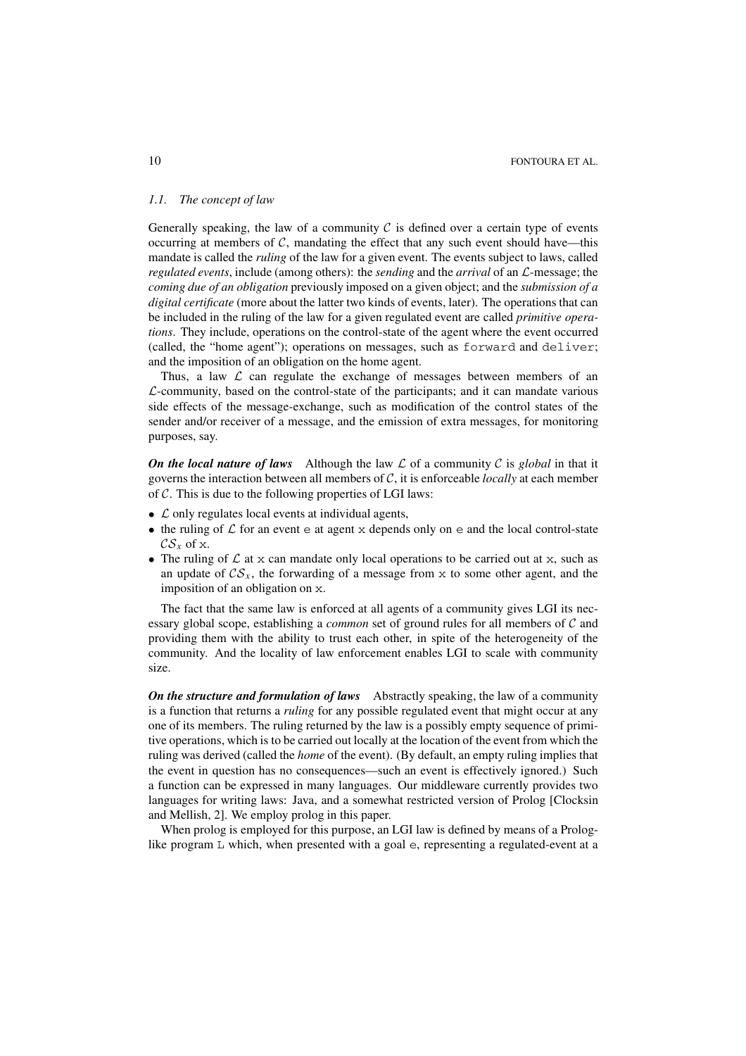### *1.1. The concept of law*

Generally speaking, the law of a community $\mathcal{C}$ is defined over a certain type of events occurring at members of $\mathcal{C}$, mandating the effect that any such event should have—this mandate is called the *ruling* of the law for a given event. The events subject to laws, called *regulated events*, include (among others): the *sending* and the *arrival* of an $\mathcal{L}$-message; the *coming due of an obligation* previously imposed on a given object; and the *submission of a digital certificate* (more about the latter two kinds of events, later). The operations that can be included in the ruling of the law for a given regulated event are called *primitive operations*. They include, operations on the control-state of the agent where the event occurred (called, the "home agent"); operations on messages, such as `forward` and `deliver`; and the imposition of an obligation on the home agent.

Thus, a law $\mathcal{L}$ can regulate the exchange of messages between members of an $\mathcal{L}$-community, based on the control-state of the participants; and it can mandate various side effects of the message-exchange, such as modification of the control states of the sender and/or receiver of a message, and the emission of extra messages, for monitoring purposes, say.

***On the local nature of laws*** Although the law $\mathcal{L}$ of a community $\mathcal{C}$ is *global* in that it governs the interaction between all members of $\mathcal{C}$, it is enforceable *locally* at each member of $\mathcal{C}$. This is due to the following properties of LGI laws:

- $\mathcal{L}$ only regulates local events at individual agents,
- the ruling of $\mathcal{L}$ for an event `e` at agent `x` depends only on `e` and the local control-state $\mathcal{CS}_x$ of `x`.
- The ruling of $\mathcal{L}$ at `x` can mandate only local operations to be carried out at `x`, such as an update of $\mathcal{CS}_x$, the forwarding of a message from `x` to some other agent, and the imposition of an obligation on `x`.

The fact that the same law is enforced at all agents of a community gives LGI its necessary global scope, establishing a *common* set of ground rules for all members of $\mathcal{C}$ and providing them with the ability to trust each other, in spite of the heterogeneity of the community. And the locality of law enforcement enables LGI to scale with community size.

***On the structure and formulation of laws*** Abstractly speaking, the law of a community is a function that returns a *ruling* for any possible regulated event that might occur at any one of its members. The ruling returned by the law is a possibly empty sequence of primitive operations, which is to be carried out locally at the location of the event from which the ruling was derived (called the *home* of the event). (By default, an empty ruling implies that the event in question has no consequences—such an event is effectively ignored.) Such a function can be expressed in many languages. Our middleware currently provides two languages for writing laws: Java, and a somewhat restricted version of Prolog [Clocksin and Mellish, 2]. We employ prolog in this paper.

When prolog is employed for this purpose, an LGI law is defined by means of a Prolog-like program `L` which, when presented with a goal `e`, representing a regulated-event at a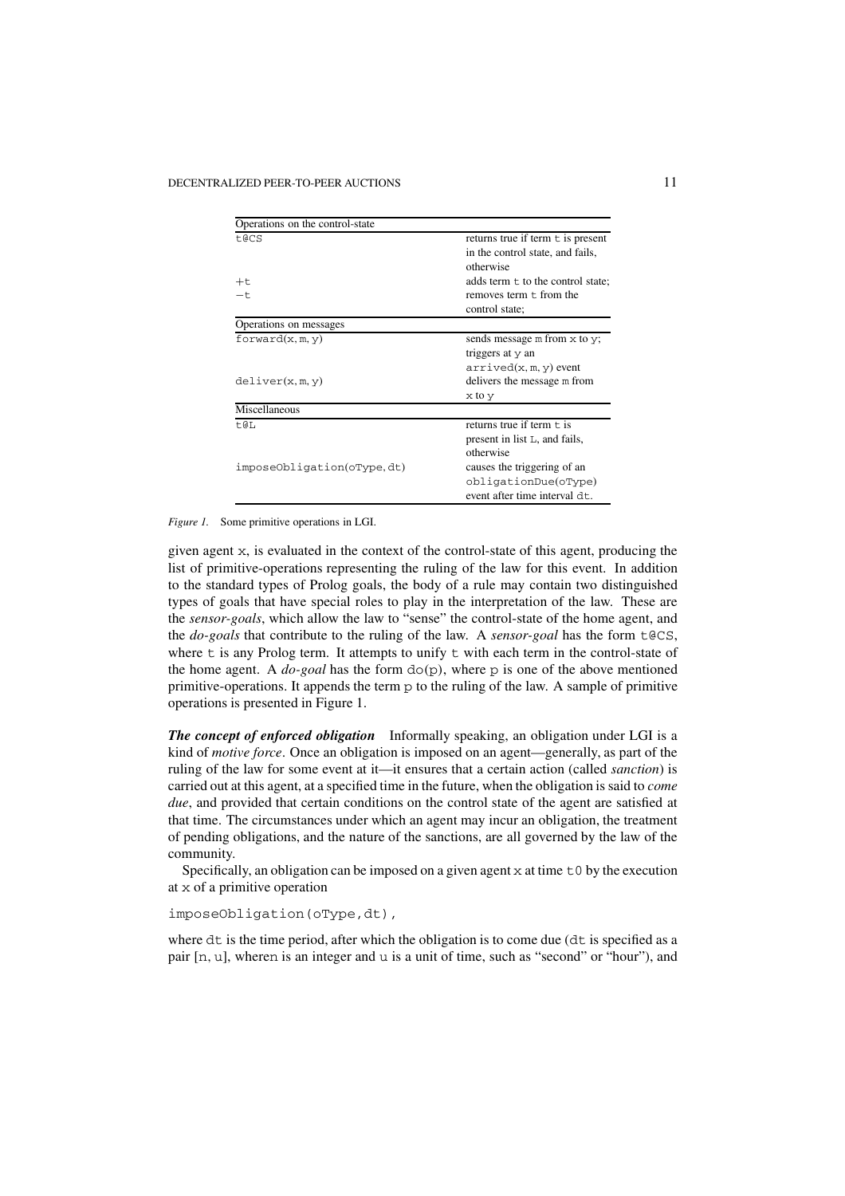| Operations on the control-state | |
|---|---|
| `t@CS` | returns true if term `t` is present in the control state, and fails, otherwise |
| `+t` | adds term `t` to the control state; |
| `−t` | removes term `t` from the control state; |
| **Operations on messages** | |
| `forward(x, m, y)` | sends message `m` from `x` to `y`; triggers at `y` an `arrived(x, m, y)` event |
| `deliver(x, m, y)` | delivers the message `m` from `x` to `y` |
| **Miscellaneous** | |
| `t@L` | returns true if term `t` is present in list `L`, and fails, otherwise |
| `imposeObligation(oType, dt)` | causes the triggering of an `obligationDue(oType)` event after time interval `dt`. |

*Figure 1.* Some primitive operations in LGI.

given agent x, is evaluated in the context of the control-state of this agent, producing the list of primitive-operations representing the ruling of the law for this event. In addition to the standard types of Prolog goals, the body of a rule may contain two distinguished types of goals that have special roles to play in the interpretation of the law. These are the *sensor-goals*, which allow the law to "sense" the control-state of the home agent, and the *do-goals* that contribute to the ruling of the law. A *sensor-goal* has the form t@CS, where t is any Prolog term. It attempts to unify t with each term in the control-state of the home agent. A *do-goal* has the form do(p), where p is one of the above mentioned primitive-operations. It appends the term p to the ruling of the law. A sample of primitive operations is presented in Figure 1.

***The concept of enforced obligation*** Informally speaking, an obligation under LGI is a kind of *motive force*. Once an obligation is imposed on an agent—generally, as part of the ruling of the law for some event at it—it ensures that a certain action (called *sanction*) is carried out at this agent, at a specified time in the future, when the obligation is said to *come due*, and provided that certain conditions on the control state of the agent are satisfied at that time. The circumstances under which an agent may incur an obligation, the treatment of pending obligations, and the nature of the sanctions, are all governed by the law of the community.

Specifically, an obligation can be imposed on a given agent x at time t0 by the execution at x of a primitive operation

```
imposeObligation(oType,dt),
```

where dt is the time period, after which the obligation is to come due (dt is specified as a pair [n, u], wheren is an integer and u is a unit of time, such as "second" or "hour"), and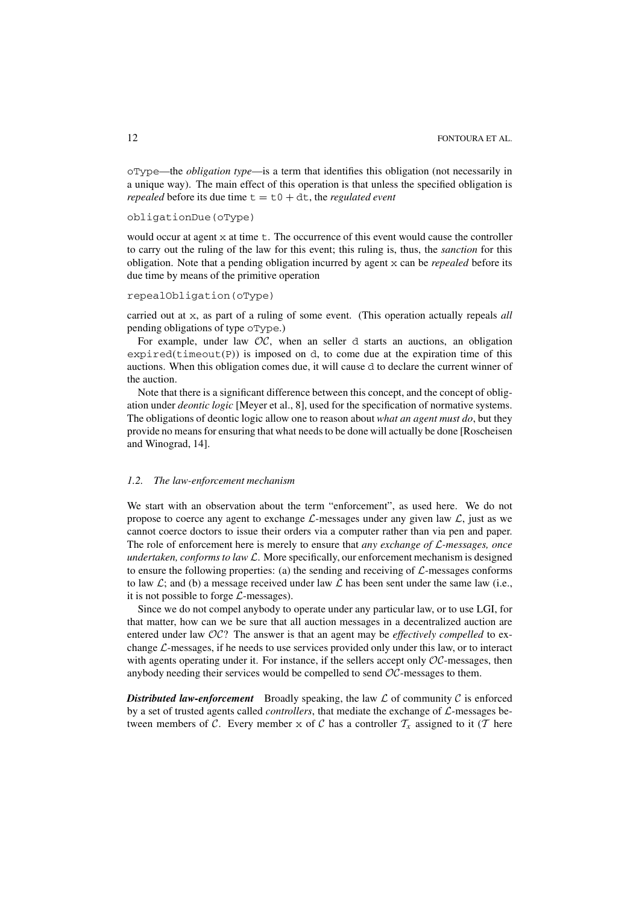oType—the *obligation type*—is a term that identifies this obligation (not necessarily in a unique way). The main effect of this operation is that unless the specified obligation is *repealed* before its due time t = t0 + dt, the *regulated event*

```
obligationDue(oType)
```

would occur at agent x at time t. The occurrence of this event would cause the controller to carry out the ruling of the law for this event; this ruling is, thus, the *sanction* for this obligation. Note that a pending obligation incurred by agent x can be *repealed* before its due time by means of the primitive operation

```
repealObligation(oType)
```

carried out at x, as part of a ruling of some event. (This operation actually repeals *all* pending obligations of type oType.)

For example, under law $\mathcal{OC}$, when an seller d starts an auctions, an obligation expired(timeout(P)) is imposed on d, to come due at the expiration time of this auctions. When this obligation comes due, it will cause d to declare the current winner of the auction.

Note that there is a significant difference between this concept, and the concept of obligation under *deontic logic* [Meyer et al., 8], used for the specification of normative systems. The obligations of deontic logic allow one to reason about *what an agent must do*, but they provide no means for ensuring that what needs to be done will actually be done [Roscheisen and Winograd, 14].

### 1.2. The law-enforcement mechanism

We start with an observation about the term "enforcement", as used here. We do not propose to coerce any agent to exchange $\mathcal{L}$-messages under any given law $\mathcal{L}$, just as we cannot coerce doctors to issue their orders via a computer rather than via pen and paper. The role of enforcement here is merely to ensure that *any exchange of $\mathcal{L}$-messages, once undertaken, conforms to law $\mathcal{L}$*. More specifically, our enforcement mechanism is designed to ensure the following properties: (a) the sending and receiving of $\mathcal{L}$-messages conforms to law $\mathcal{L}$; and (b) a message received under law $\mathcal{L}$ has been sent under the same law (i.e., it is not possible to forge $\mathcal{L}$-messages).

Since we do not compel anybody to operate under any particular law, or to use LGI, for that matter, how can we be sure that all auction messages in a decentralized auction are entered under law $\mathcal{OC}$? The answer is that an agent may be *effectively compelled* to exchange $\mathcal{L}$-messages, if he needs to use services provided only under this law, or to interact with agents operating under it. For instance, if the sellers accept only $\mathcal{OC}$-messages, then anybody needing their services would be compelled to send $\mathcal{OC}$-messages to them.

***Distributed law-enforcement*** Broadly speaking, the law $\mathcal{L}$ of community $\mathcal{C}$ is enforced by a set of trusted agents called *controllers*, that mediate the exchange of $\mathcal{L}$-messages between members of $\mathcal{C}$. Every member x of $\mathcal{C}$ has a controller $\mathcal{T}_x$ assigned to it ($\mathcal{T}$ here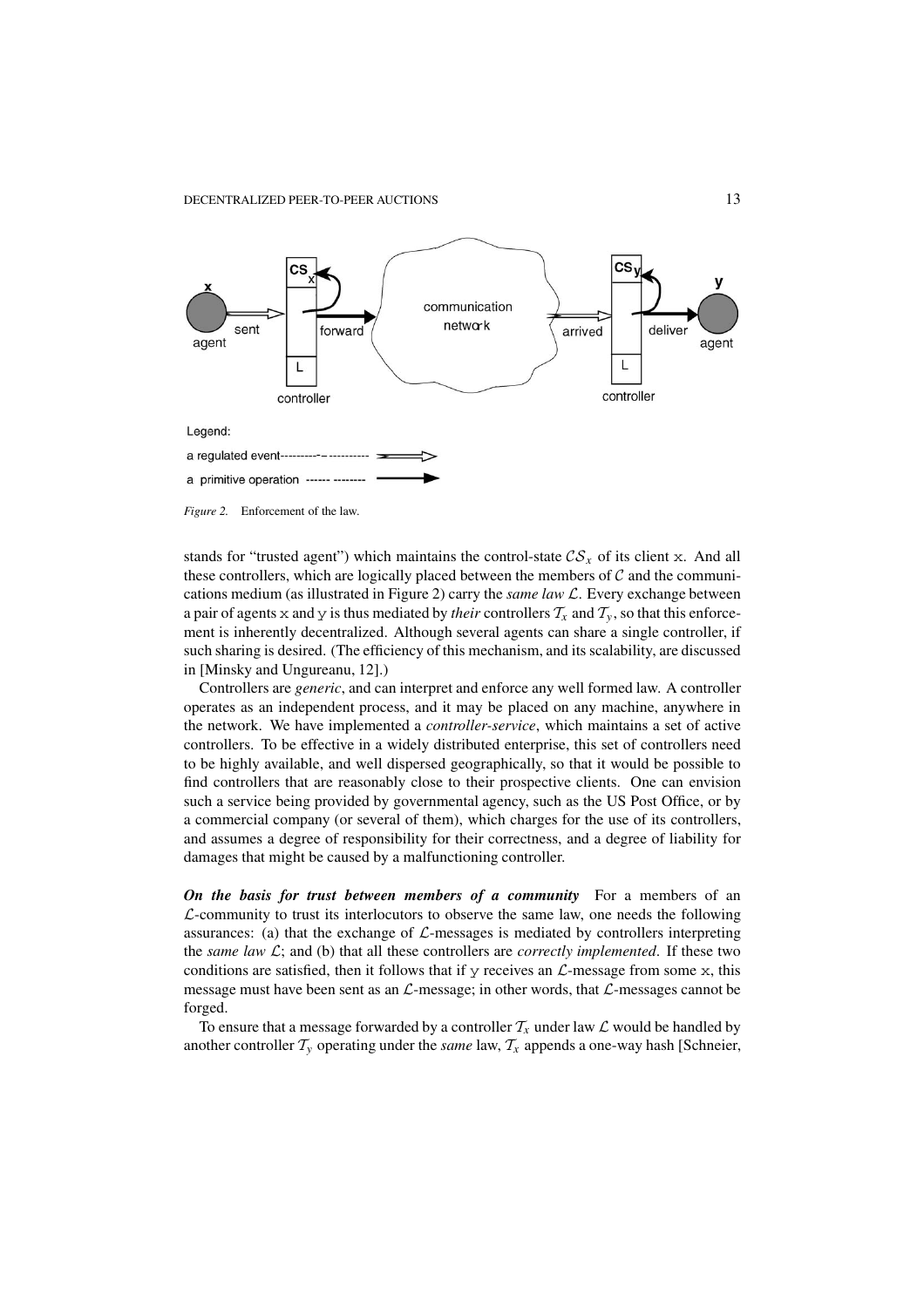*Figure 2.* Enforcement of the law.

stands for "trusted agent") which maintains the control-state $\mathcal{CS}_x$ of its client x. And all these controllers, which are logically placed between the members of $\mathcal{C}$ and the communications medium (as illustrated in Figure 2) carry the *same law* $\mathcal{L}$. Every exchange between a pair of agents x and y is thus mediated by *their* controllers $\mathcal{T}_x$ and $\mathcal{T}_y$, so that this enforcement is inherently decentralized. Although several agents can share a single controller, if such sharing is desired. (The efficiency of this mechanism, and its scalability, are discussed in [Minsky and Ungureanu, 12].)

Controllers are *generic*, and can interpret and enforce any well formed law. A controller operates as an independent process, and it may be placed on any machine, anywhere in the network. We have implemented a *controller-service*, which maintains a set of active controllers. To be effective in a widely distributed enterprise, this set of controllers need to be highly available, and well dispersed geographically, so that it would be possible to find controllers that are reasonably close to their prospective clients. One can envision such a service being provided by governmental agency, such as the US Post Office, or by a commercial company (or several of them), which charges for the use of its controllers, and assumes a degree of responsibility for their correctness, and a degree of liability for damages that might be caused by a malfunctioning controller.

***On the basis for trust between members of a community*** For a members of an $\mathcal{L}$-community to trust its interlocutors to observe the same law, one needs the following assurances: (a) that the exchange of $\mathcal{L}$-messages is mediated by controllers interpreting the *same law* $\mathcal{L}$; and (b) that all these controllers are *correctly implemented*. If these two conditions are satisfied, then it follows that if y receives an $\mathcal{L}$-message from some x, this message must have been sent as an $\mathcal{L}$-message; in other words, that $\mathcal{L}$-messages cannot be forged.

To ensure that a message forwarded by a controller $\mathcal{T}_x$ under law $\mathcal{L}$ would be handled by another controller $\mathcal{T}_y$ operating under the *same* law, $\mathcal{T}_x$ appends a one-way hash [Schneier,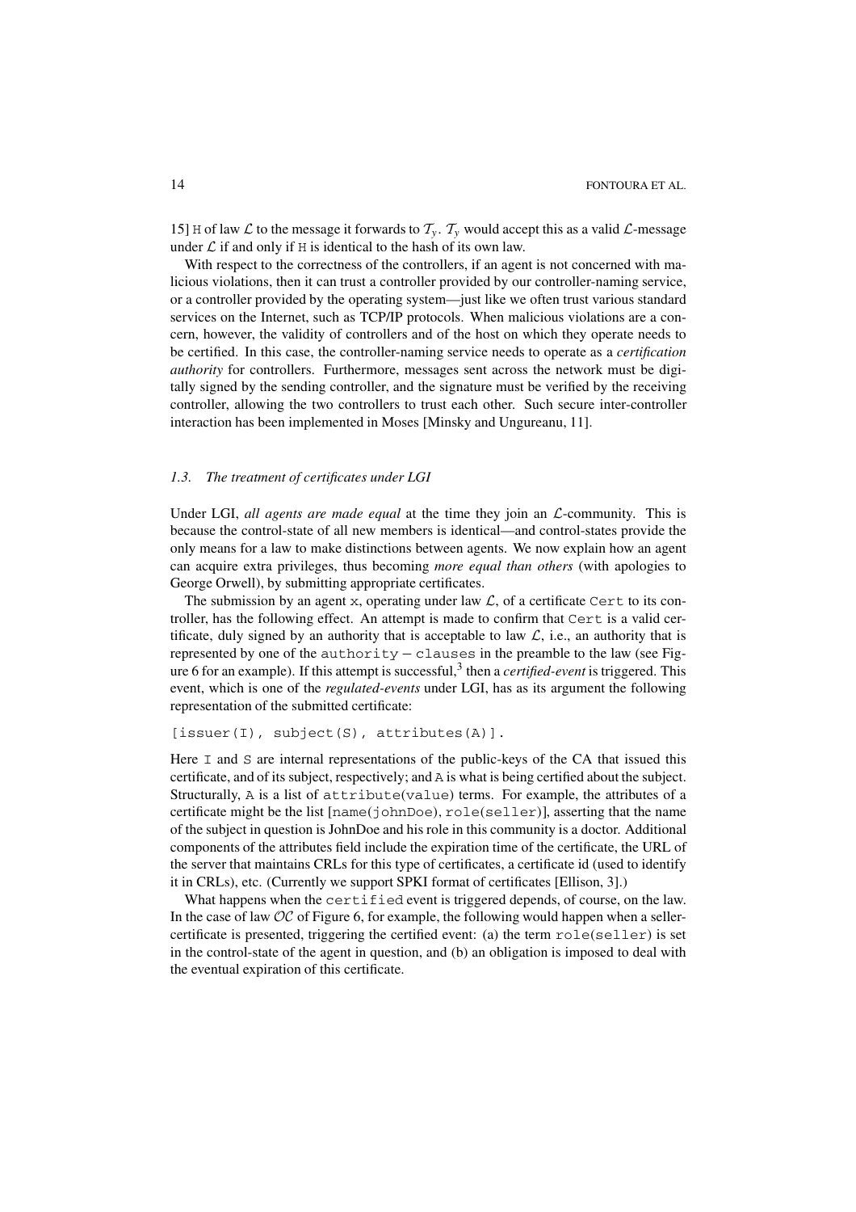15] H of law $\mathcal{L}$ to the message it forwards to $\mathcal{T}_y$. $\mathcal{T}_y$ would accept this as a valid $\mathcal{L}$-message under $\mathcal{L}$ if and only if H is identical to the hash of its own law.

With respect to the correctness of the controllers, if an agent is not concerned with malicious violations, then it can trust a controller provided by our controller-naming service, or a controller provided by the operating system—just like we often trust various standard services on the Internet, such as TCP/IP protocols. When malicious violations are a concern, however, the validity of controllers and of the host on which they operate needs to be certified. In this case, the controller-naming service needs to operate as a *certification authority* for controllers. Furthermore, messages sent across the network must be digitally signed by the sending controller, and the signature must be verified by the receiving controller, allowing the two controllers to trust each other. Such secure inter-controller interaction has been implemented in Moses [Minsky and Ungureanu, 11].

### *1.3. The treatment of certificates under LGI*

Under LGI, *all agents are made equal* at the time they join an $\mathcal{L}$-community. This is because the control-state of all new members is identical—and control-states provide the only means for a law to make distinctions between agents. We now explain how an agent can acquire extra privileges, thus becoming *more equal than others* (with apologies to George Orwell), by submitting appropriate certificates.

The submission by an agent x, operating under law $\mathcal{L}$, of a certificate Cert to its controller, has the following effect. An attempt is made to confirm that Cert is a valid certificate, duly signed by an authority that is acceptable to law $\mathcal{L}$, i.e., an authority that is represented by one of the authority − clauses in the preamble to the law (see Figure 6 for an example). If this attempt is successful,[3] then a *certified-event* is triggered. This event, which is one of the *regulated-events* under LGI, has as its argument the following representation of the submitted certificate:

```
[issuer(I), subject(S), attributes(A)].
```

Here I and S are internal representations of the public-keys of the CA that issued this certificate, and of its subject, respectively; and A is what is being certified about the subject. Structurally, A is a list of attribute(value) terms. For example, the attributes of a certificate might be the list [name(johnDoe), role(seller)], asserting that the name of the subject in question is JohnDoe and his role in this community is a doctor. Additional components of the attributes field include the expiration time of the certificate, the URL of the server that maintains CRLs for this type of certificates, a certificate id (used to identify it in CRLs), etc. (Currently we support SPKI format of certificates [Ellison, 3].)

What happens when the certified event is triggered depends, of course, on the law. In the case of law $\mathcal{OC}$ of Figure 6, for example, the following would happen when a seller-certificate is presented, triggering the certified event: (a) the term role(seller) is set in the control-state of the agent in question, and (b) an obligation is imposed to deal with the eventual expiration of this certificate.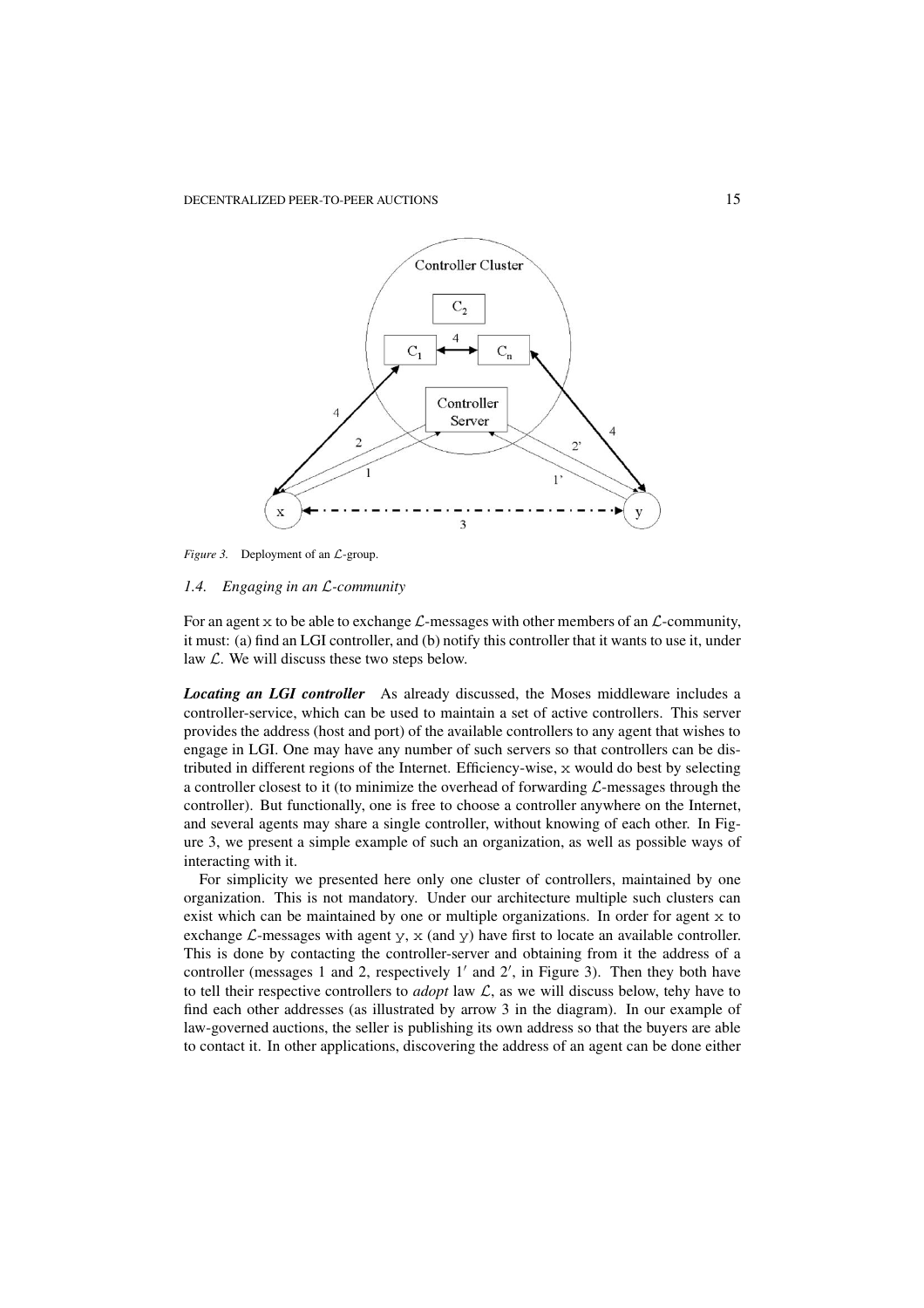*Figure 3.* Deployment of an $\mathcal{L}$-group.

### *1.4. Engaging in an $\mathcal{L}$-community*

For an agent x to be able to exchange $\mathcal{L}$-messages with other members of an $\mathcal{L}$-community, it must: (a) find an LGI controller, and (b) notify this controller that it wants to use it, under law $\mathcal{L}$. We will discuss these two steps below.

***Locating an LGI controller*** As already discussed, the Moses middleware includes a controller-service, which can be used to maintain a set of active controllers. This server provides the address (host and port) of the available controllers to any agent that wishes to engage in LGI. One may have any number of such servers so that controllers can be distributed in different regions of the Internet. Efficiency-wise, x would do best by selecting a controller closest to it (to minimize the overhead of forwarding $\mathcal{L}$-messages through the controller). But functionally, one is free to choose a controller anywhere on the Internet, and several agents may share a single controller, without knowing of each other. In Figure 3, we present a simple example of such an organization, as well as possible ways of interacting with it.

For simplicity we presented here only one cluster of controllers, maintained by one organization. This is not mandatory. Under our architecture multiple such clusters can exist which can be maintained by one or multiple organizations. In order for agent x to exchange $\mathcal{L}$-messages with agent y, x (and y) have first to locate an available controller. This is done by contacting the controller-server and obtaining from it the address of a controller (messages 1 and 2, respectively $1'$ and $2'$, in Figure 3). Then they both have to tell their respective controllers to *adopt* law $\mathcal{L}$, as we will discuss below, tehy have to find each other addresses (as illustrated by arrow 3 in the diagram). In our example of law-governed auctions, the seller is publishing its own address so that the buyers are able to contact it. In other applications, discovering the address of an agent can be done either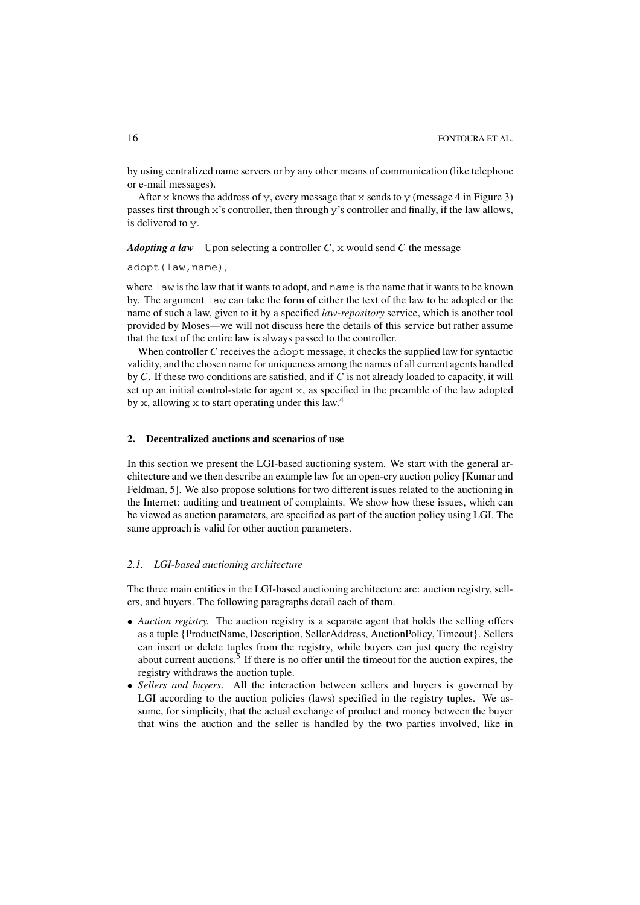by using centralized name servers or by any other means of communication (like telephone or e-mail messages).

After x knows the address of y, every message that x sends to y (message 4 in Figure 3) passes first through x's controller, then through y's controller and finally, if the law allows, is delivered to y.

***Adopting a law*** Upon selecting a controller *C*, x would send *C* the message

```
adopt(law,name),
```

where law is the law that it wants to adopt, and name is the name that it wants to be known by. The argument law can take the form of either the text of the law to be adopted or the name of such a law, given to it by a specified *law-repository* service, which is another tool provided by Moses—we will not discuss here the details of this service but rather assume that the text of the entire law is always passed to the controller.

When controller *C* receives the adopt message, it checks the supplied law for syntactic validity, and the chosen name for uniqueness among the names of all current agents handled by *C*. If these two conditions are satisfied, and if *C* is not already loaded to capacity, it will set up an initial control-state for agent x, as specified in the preamble of the law adopted by x, allowing x to start operating under this law.[4]

## 2. Decentralized auctions and scenarios of use

In this section we present the LGI-based auctioning system. We start with the general architecture and we then describe an example law for an open-cry auction policy [Kumar and Feldman, 5]. We also propose solutions for two different issues related to the auctioning in the Internet: auditing and treatment of complaints. We show how these issues, which can be viewed as auction parameters, are specified as part of the auction policy using LGI. The same approach is valid for other auction parameters.

### *2.1. LGI-based auctioning architecture*

The three main entities in the LGI-based auctioning architecture are: auction registry, sellers, and buyers. The following paragraphs detail each of them.

- *Auction registry.* The auction registry is a separate agent that holds the selling offers as a tuple {ProductName, Description, SellerAddress, AuctionPolicy, Timeout}. Sellers can insert or delete tuples from the registry, while buyers can just query the registry about current auctions.[5] If there is no offer until the timeout for the auction expires, the registry withdraws the auction tuple.
- *Sellers and buyers*. All the interaction between sellers and buyers is governed by LGI according to the auction policies (laws) specified in the registry tuples. We assume, for simplicity, that the actual exchange of product and money between the buyer that wins the auction and the seller is handled by the two parties involved, like in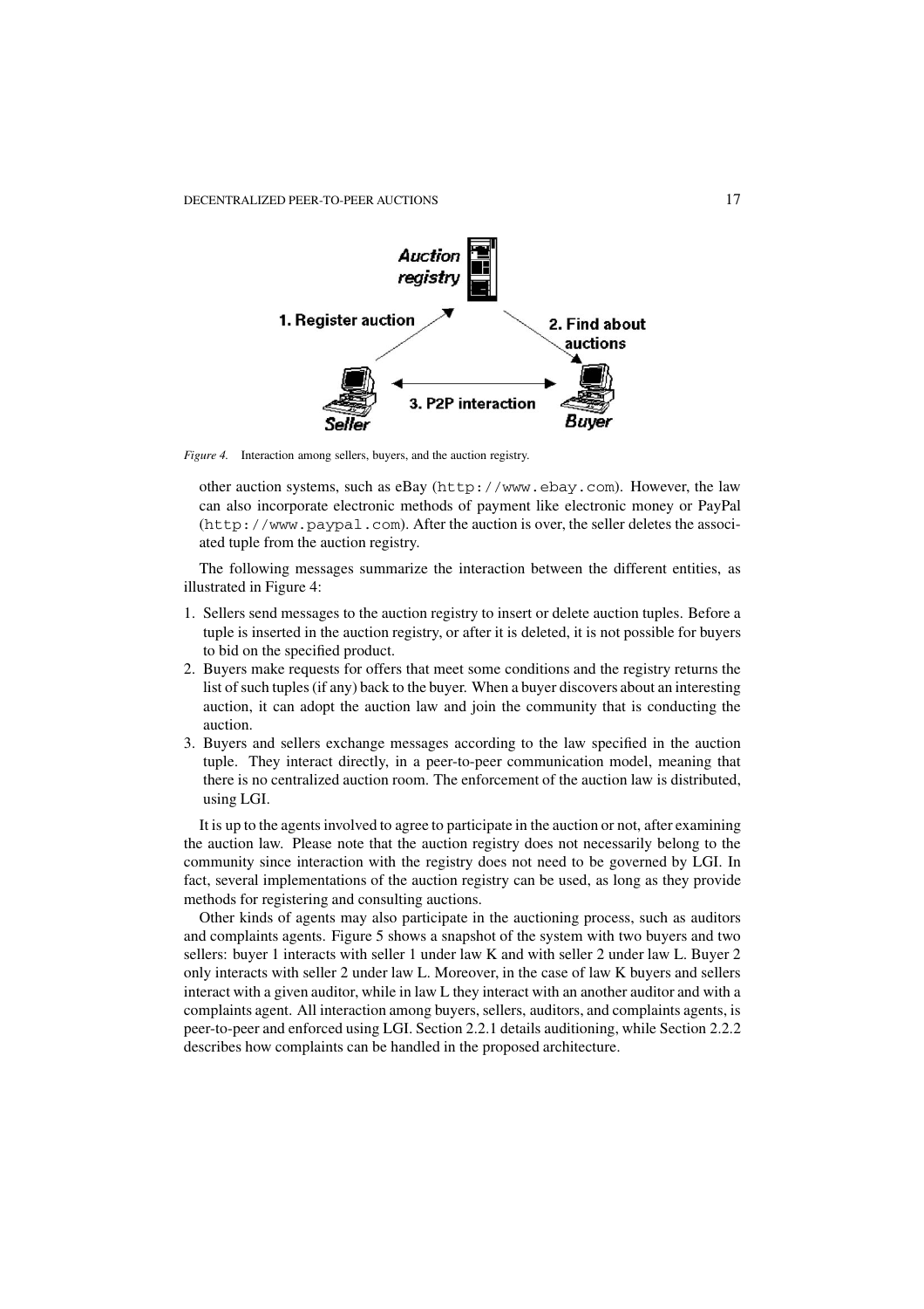*Figure 4.* Interaction among sellers, buyers, and the auction registry.

other auction systems, such as eBay (http://www.ebay.com). However, the law can also incorporate electronic methods of payment like electronic money or PayPal (http://www.paypal.com). After the auction is over, the seller deletes the associated tuple from the auction registry.

The following messages summarize the interaction between the different entities, as illustrated in Figure 4:

1. Sellers send messages to the auction registry to insert or delete auction tuples. Before a tuple is inserted in the auction registry, or after it is deleted, it is not possible for buyers to bid on the specified product.
2. Buyers make requests for offers that meet some conditions and the registry returns the list of such tuples (if any) back to the buyer. When a buyer discovers about an interesting auction, it can adopt the auction law and join the community that is conducting the auction.
3. Buyers and sellers exchange messages according to the law specified in the auction tuple. They interact directly, in a peer-to-peer communication model, meaning that there is no centralized auction room. The enforcement of the auction law is distributed, using LGI.

It is up to the agents involved to agree to participate in the auction or not, after examining the auction law. Please note that the auction registry does not necessarily belong to the community since interaction with the registry does not need to be governed by LGI. In fact, several implementations of the auction registry can be used, as long as they provide methods for registering and consulting auctions.

Other kinds of agents may also participate in the auctioning process, such as auditors and complaints agents. Figure 5 shows a snapshot of the system with two buyers and two sellers: buyer 1 interacts with seller 1 under law K and with seller 2 under law L. Buyer 2 only interacts with seller 2 under law L. Moreover, in the case of law K buyers and sellers interact with a given auditor, while in law L they interact with an another auditor and with a complaints agent. All interaction among buyers, sellers, auditors, and complaints agents, is peer-to-peer and enforced using LGI. Section 2.2.1 details auditioning, while Section 2.2.2 describes how complaints can be handled in the proposed architecture.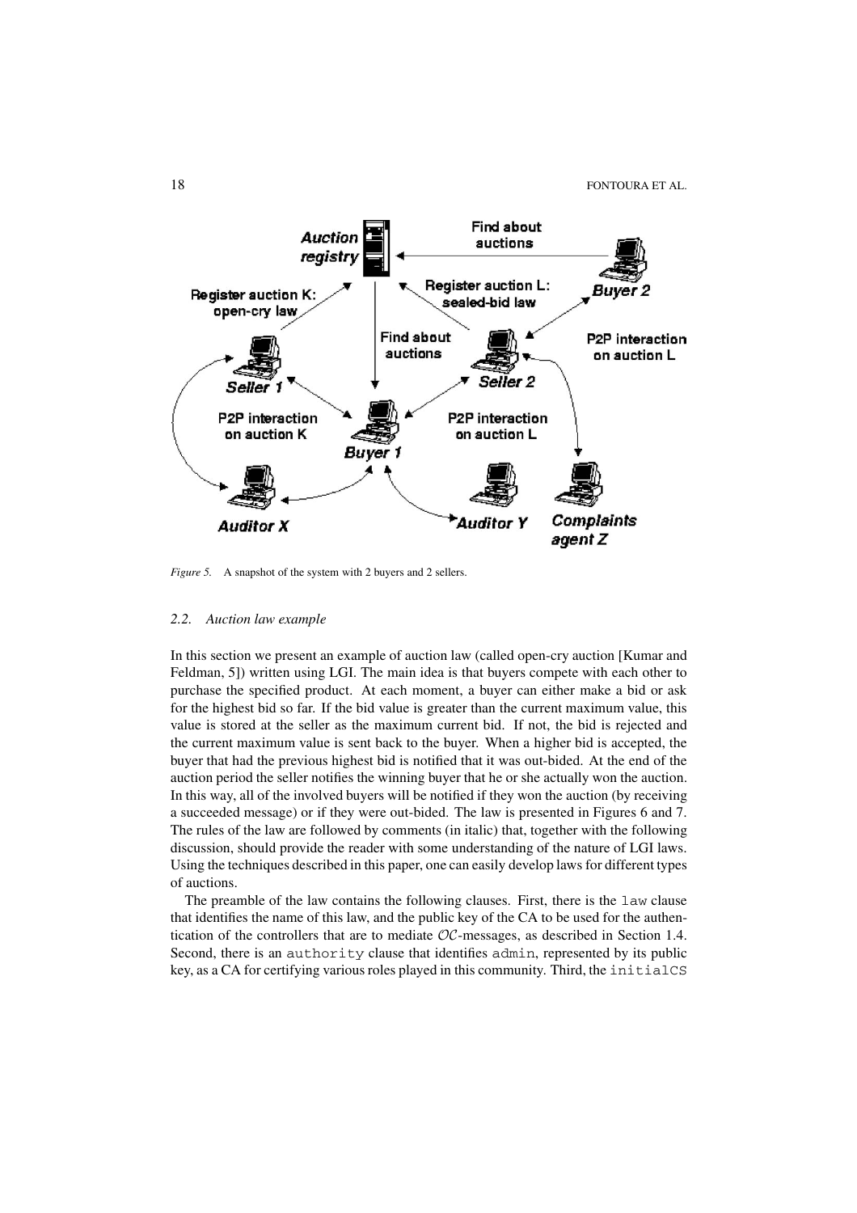Find about auctions

Auction registry

Register auction K: open-cry law

Register auction L: sealed-bid law

Buyer 2

Find about auctions

P2P interaction on auction L

Seller 1

Seller 2

P2P interaction on auction K

Buyer 1

P2P interaction on auction L

Auditor X

Auditor Y

Complaints agent Z

*Figure 5.* A snapshot of the system with 2 buyers and 2 sellers.

### *2.2. Auction law example*

In this section we present an example of auction law (called open-cry auction [Kumar and Feldman, 5]) written using LGI. The main idea is that buyers compete with each other to purchase the specified product. At each moment, a buyer can either make a bid or ask for the highest bid so far. If the bid value is greater than the current maximum value, this value is stored at the seller as the maximum current bid. If not, the bid is rejected and the current maximum value is sent back to the buyer. When a higher bid is accepted, the buyer that had the previous highest bid is notified that it was out-bided. At the end of the auction period the seller notifies the winning buyer that he or she actually won the auction. In this way, all of the involved buyers will be notified if they won the auction (by receiving a succeeded message) or if they were out-bided. The law is presented in Figures 6 and 7. The rules of the law are followed by comments (in italic) that, together with the following discussion, should provide the reader with some understanding of the nature of LGI laws. Using the techniques described in this paper, one can easily develop laws for different types of auctions.

The preamble of the law contains the following clauses. First, there is the `law` clause that identifies the name of this law, and the public key of the CA to be used for the authentication of the controllers that are to mediate $\mathcal{OC}$-messages, as described in Section 1.4. Second, there is an `authority` clause that identifies `admin`, represented by its public key, as a CA for certifying various roles played in this community. Third, the `initialCS`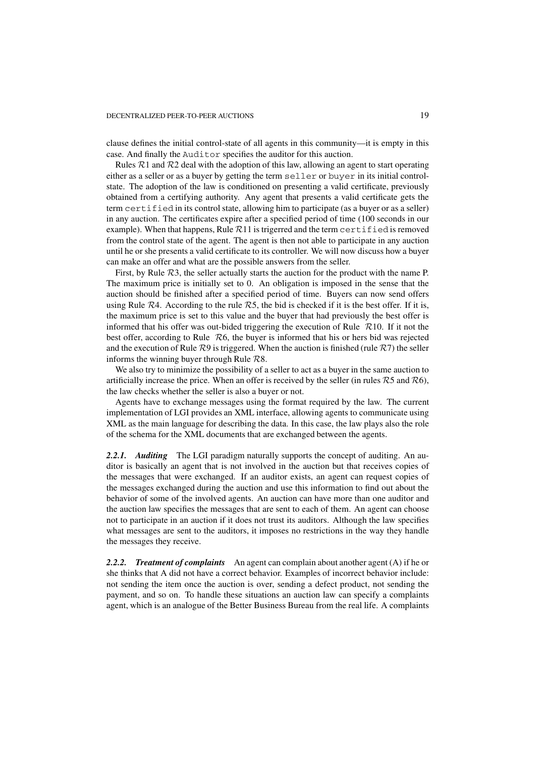clause defines the initial control-state of all agents in this community—it is empty in this case. And finally the `Auditor` specifies the auditor for this auction.

Rules $\mathcal{R}1$ and $\mathcal{R}2$ deal with the adoption of this law, allowing an agent to start operating either as a seller or as a buyer by getting the term `seller` or `buyer` in its initial control-state. The adoption of the law is conditioned on presenting a valid certificate, previously obtained from a certifying authority. Any agent that presents a valid certificate gets the term `certified` in its control state, allowing him to participate (as a buyer or as a seller) in any auction. The certificates expire after a specified period of time (100 seconds in our example). When that happens, Rule $\mathcal{R}11$ is trigerred and the term `certified` is removed from the control state of the agent. The agent is then not able to participate in any auction until he or she presents a valid certificate to its controller. We will now discuss how a buyer can make an offer and what are the possible answers from the seller.

First, by Rule $\mathcal{R}3$, the seller actually starts the auction for the product with the name P. The maximum price is initially set to 0. An obligation is imposed in the sense that the auction should be finished after a specified period of time. Buyers can now send offers using Rule $\mathcal{R}4$. According to the rule $\mathcal{R}5$, the bid is checked if it is the best offer. If it is, the maximum price is set to this value and the buyer that had previously the best offer is informed that his offer was out-bided triggering the execution of Rule $\mathcal{R}10$. If it not the best offer, according to Rule $\mathcal{R}6$, the buyer is informed that his or hers bid was rejected and the execution of Rule $\mathcal{R}9$ is triggered. When the auction is finished (rule $\mathcal{R}7$) the seller informs the winning buyer through Rule $\mathcal{R}8$.

We also try to minimize the possibility of a seller to act as a buyer in the same auction to artificially increase the price. When an offer is received by the seller (in rules $\mathcal{R}5$ and $\mathcal{R}6$), the law checks whether the seller is also a buyer or not.

Agents have to exchange messages using the format required by the law. The current implementation of LGI provides an XML interface, allowing agents to communicate using XML as the main language for describing the data. In this case, the law plays also the role of the schema for the XML documents that are exchanged between the agents.

### 2.2.1. *Auditing*

The LGI paradigm naturally supports the concept of auditing. An auditor is basically an agent that is not involved in the auction but that receives copies of the messages that were exchanged. If an auditor exists, an agent can request copies of the messages exchanged during the auction and use this information to find out about the behavior of some of the involved agents. An auction can have more than one auditor and the auction law specifies the messages that are sent to each of them. An agent can choose not to participate in an auction if it does not trust its auditors. Although the law specifies what messages are sent to the auditors, it imposes no restrictions in the way they handle the messages they receive.

### 2.2.2. *Treatment of complaints*

An agent can complain about another agent (A) if he or she thinks that A did not have a correct behavior. Examples of incorrect behavior include: not sending the item once the auction is over, sending a defect product, not sending the payment, and so on. To handle these situations an auction law can specify a complaints agent, which is an analogue of the Better Business Bureau from the real life. A complaints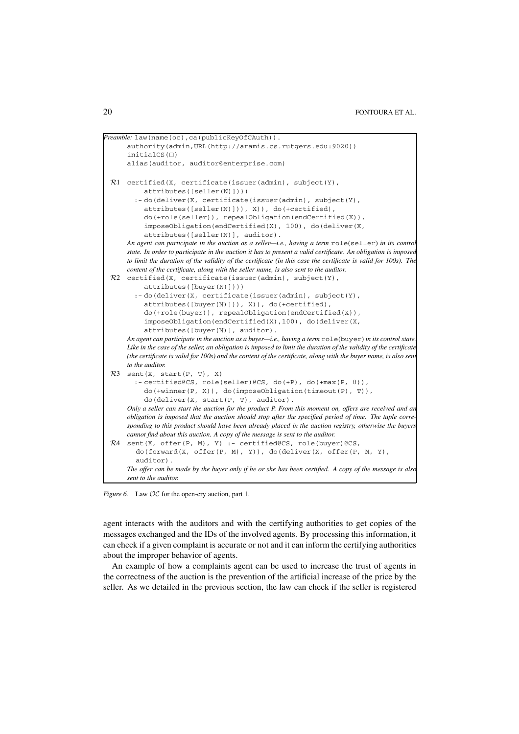*Preamble:* law(name(oc),ca(publicKeyOfCAuth)).

```
authority(admin,URL(http://aramis.cs.rutgers.edu:9020))
initialCS(□)
alias(auditor, auditor@enterprise.com)
```

$\mathcal{R}1$

```
certified(X, certificate(issuer(admin), subject(Y),
    attributes([seller(N)])))
  :- do(deliver(X, certificate(issuer(admin), subject(Y),
    attributes([seller(N)])), X)), do(+certified),
    do(+role(seller)), repealObligation(endCertified(X)),
    imposeObligation(endCertified(X), 100), do(deliver(X,
    attributes([seller(N)], auditor).
```

*An agent can participate in the auction as a seller—i.e., having a term* role(seller) *in its control state. In order to participate in the auction it has to present a valid certificate. An obligation is imposed to limit the duration of the validity of the certificate (in this case the certificate is valid for 100s). The content of the certificate, along with the seller name, is also sent to the auditor.*

$\mathcal{R}2$

```
certified(X, certificate(issuer(admin), subject(Y),
    attributes([buyer(N)])))
  :- do(deliver(X, certificate(issuer(admin), subject(Y),
    attributes([buyer(N)])), X)), do(+certified),
    do(+role(buyer)), repealObligation(endCertified(X)),
    imposeObligation(endCertified(X),100), do(deliver(X,
    attributes([buyer(N)], auditor).
```

*An agent can participate in the auction as a buyer—i.e., having a term* role(buyer) *in its control state. Like in the case of the seller, an obligation is imposed to limit the duration of the validity of the certificate (the certificate is valid for 100s) and the content of the certificate, along with the buyer name, is also sent to the auditor.*

$\mathcal{R}3$

```
sent(X, start(P, T), X)
  :- certified@CS, role(seller)@CS, do(+P), do(+max(P, 0)),
    do(+winner(P, X)), do(imposeObligation(timeout(P), T)),
    do(deliver(X, start(P, T), auditor).
```

*Only a seller can start the auction for the product P. From this moment on, offers are received and an obligation is imposed that the auction should stop after the specified period of time. The tuple corresponding to this product should have been already placed in the auction registry, otherwise the buyers cannot find about this auction. A copy of the message is sent to the auditor.*

$\mathcal{R}4$

```
sent(X, offer(P, M), Y) :- certified@CS, role(buyer)@CS,
  do(forward(X, offer(P, M), Y)), do(deliver(X, offer(P, M, Y),
  auditor).
```

*The offer can be made by the buyer only if he or she has been certified. A copy of the message is also sent to the auditor.*

*Figure 6.* Law $\mathcal{OC}$ for the open-cry auction, part 1.

agent interacts with the auditors and with the certifying authorities to get copies of the messages exchanged and the IDs of the involved agents. By processing this information, it can check if a given complaint is accurate or not and it can inform the certifying authorities about the improper behavior of agents.

An example of how a complaints agent can be used to increase the trust of agents in the correctness of the auction is the prevention of the artificial increase of the price by the seller. As we detailed in the previous section, the law can check if the seller is registered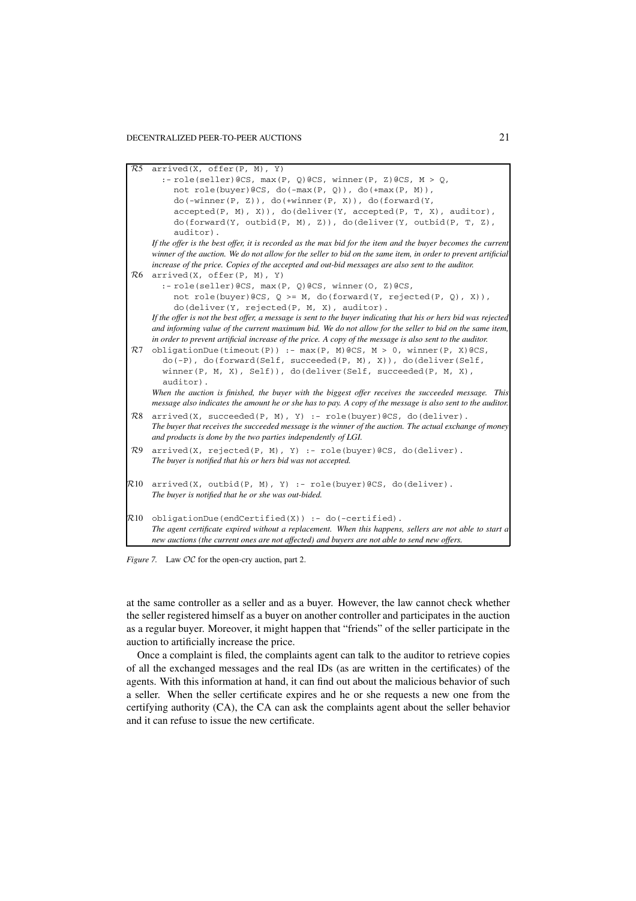```
R5  arrived(X, offer(P, M), Y)
      :- role(seller)@CS, max(P, Q)@CS, winner(P, Z)@CS, M > Q,
         not role(buyer)@CS, do(-max(P, Q)), do(+max(P, M)),
         do(-winner(P, Z)), do(+winner(P, X)), do(forward(Y,
         accepted(P, M), X)), do(deliver(Y, accepted(P, T, X), auditor),
         do(forward(Y, outbid(P, M), Z)), do(deliver(Y, outbid(P, T, Z),
         auditor).
```

*If the offer is the best offer, it is recorded as the max bid for the item and the buyer becomes the current winner of the auction. We do not allow for the seller to bid on the same item, in order to prevent artificial increase of the price. Copies of the accepted and out-bid messages are also sent to the auditor.*

```
R6  arrived(X, offer(P, M), Y)
      :- role(seller)@CS, max(P, Q)@CS, winner(O, Z)@CS,
         not role(buyer)@CS, Q >= M, do(forward(Y, rejected(P, Q), X)),
         do(deliver(Y, rejected(P, M, X), auditor).
```

*If the offer is not the best offer, a message is sent to the buyer indicating that his or hers bid was rejected and informing value of the current maximum bid. We do not allow for the seller to bid on the same item, in order to prevent artificial increase of the price. A copy of the message is also sent to the auditor.*

```
R7  obligationDue(timeout(P)) :- max(P, M)@CS, M > 0, winner(P, X)@CS,
      do(-P), do(forward(Self, succeeded(P, M), X)), do(deliver(Self,
      winner(P, M, X), Self)), do(deliver(Self, succeeded(P, M, X),
      auditor).
```

*When the auction is finished, the buyer with the biggest offer receives the succeeded message. This message also indicates the amount he or she has to pay. A copy of the message is also sent to the auditor.*

```
R8  arrived(X, succeeded(P, M), Y) :- role(buyer)@CS, do(deliver).
```

*The buyer that receives the succeeded message is the winner of the auction. The actual exchange of money and products is done by the two parties independently of LGI.*

```
R9  arrived(X, rejected(P, M), Y) :- role(buyer)@CS, do(deliver).
```

*The buyer is notified that his or hers bid was not accepted.*

```
R10 arrived(X, outbid(P, M), Y) :- role(buyer)@CS, do(deliver).
```

*The buyer is notified that he or she was out-bided.*

```
R10 obligationDue(endCertified(X)) :- do(-certified).
```

*The agent certificate expired without a replacement. When this happens, sellers are not able to start a new auctions (the current ones are not affected) and buyers are not able to send new offers.*

*Figure 7.* Law $\mathcal{OC}$ for the open-cry auction, part 2.

at the same controller as a seller and as a buyer. However, the law cannot check whether the seller registered himself as a buyer on another controller and participates in the auction as a regular buyer. Moreover, it might happen that "friends" of the seller participate in the auction to artificially increase the price.

Once a complaint is filed, the complaints agent can talk to the auditor to retrieve copies of all the exchanged messages and the real IDs (as are written in the certificates) of the agents. With this information at hand, it can find out about the malicious behavior of such a seller. When the seller certificate expires and he or she requests a new one from the certifying authority (CA), the CA can ask the complaints agent about the seller behavior and it can refuse to issue the new certificate.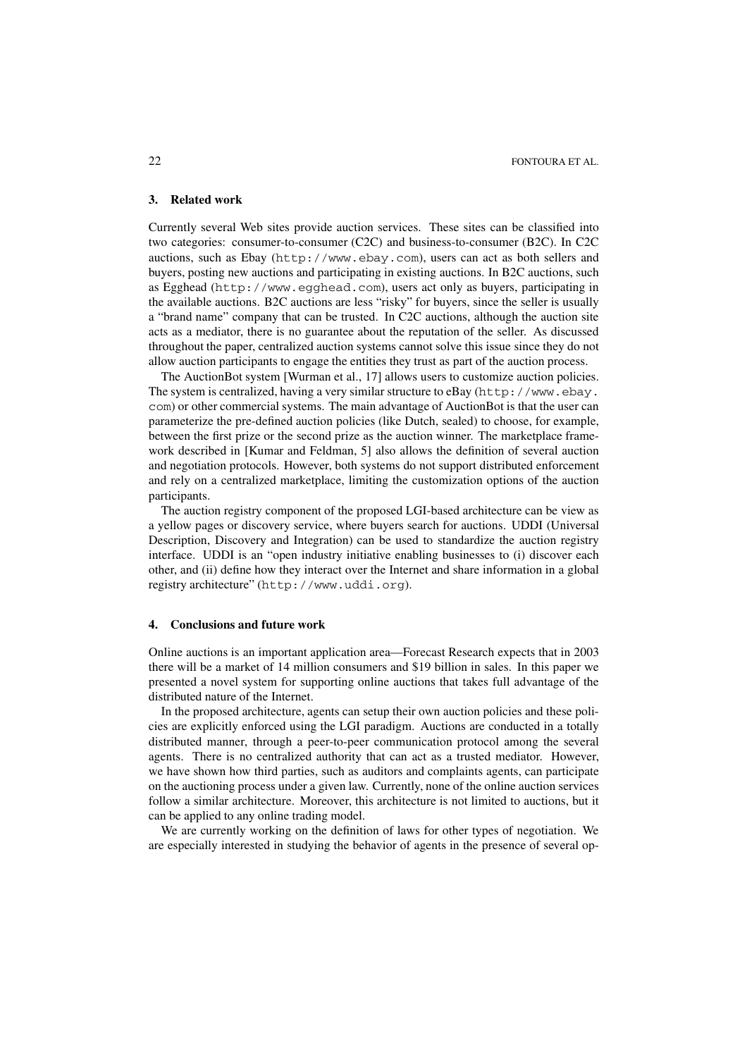## 3. Related work

Currently several Web sites provide auction services. These sites can be classified into two categories: consumer-to-consumer (C2C) and business-to-consumer (B2C). In C2C auctions, such as Ebay (`http://www.ebay.com`), users can act as both sellers and buyers, posting new auctions and participating in existing auctions. In B2C auctions, such as Egghead (`http://www.egghead.com`), users act only as buyers, participating in the available auctions. B2C auctions are less "risky" for buyers, since the seller is usually a "brand name" company that can be trusted. In C2C auctions, although the auction site acts as a mediator, there is no guarantee about the reputation of the seller. As discussed throughout the paper, centralized auction systems cannot solve this issue since they do not allow auction participants to engage the entities they trust as part of the auction process.

The AuctionBot system [Wurman et al., 17] allows users to customize auction policies. The system is centralized, having a very similar structure to eBay (`http://www.ebay.com`) or other commercial systems. The main advantage of AuctionBot is that the user can parameterize the pre-defined auction policies (like Dutch, sealed) to choose, for example, between the first prize or the second prize as the auction winner. The marketplace framework described in [Kumar and Feldman, 5] also allows the definition of several auction and negotiation protocols. However, both systems do not support distributed enforcement and rely on a centralized marketplace, limiting the customization options of the auction participants.

The auction registry component of the proposed LGI-based architecture can be view as a yellow pages or discovery service, where buyers search for auctions. UDDI (Universal Description, Discovery and Integration) can be used to standardize the auction registry interface. UDDI is an "open industry initiative enabling businesses to (i) discover each other, and (ii) define how they interact over the Internet and share information in a global registry architecture" (`http://www.uddi.org`).

## 4. Conclusions and future work

Online auctions is an important application area—Forecast Research expects that in 2003 there will be a market of 14 million consumers and $19 billion in sales. In this paper we presented a novel system for supporting online auctions that takes full advantage of the distributed nature of the Internet.

In the proposed architecture, agents can setup their own auction policies and these policies are explicitly enforced using the LGI paradigm. Auctions are conducted in a totally distributed manner, through a peer-to-peer communication protocol among the several agents. There is no centralized authority that can act as a trusted mediator. However, we have shown how third parties, such as auditors and complaints agents, can participate on the auctioning process under a given law. Currently, none of the online auction services follow a similar architecture. Moreover, this architecture is not limited to auctions, but it can be applied to any online trading model.

We are currently working on the definition of laws for other types of negotiation. We are especially interested in studying the behavior of agents in the presence of several op-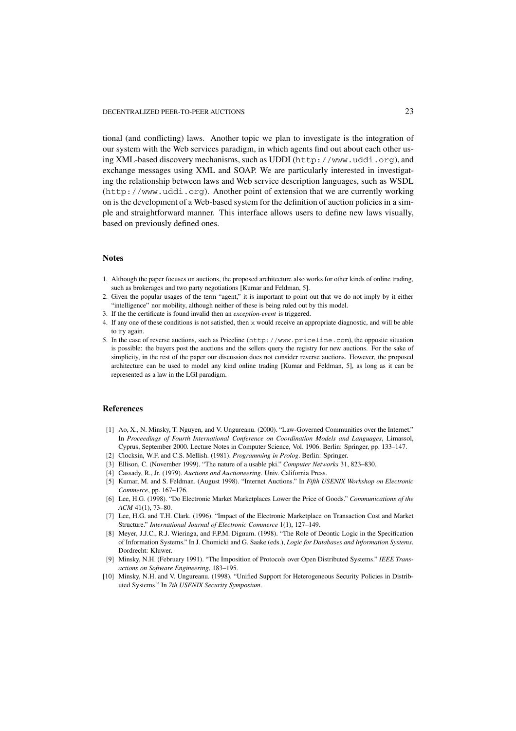tional (and conflicting) laws. Another topic we plan to investigate is the integration of our system with the Web services paradigm, in which agents find out about each other using XML-based discovery mechanisms, such as UDDI (`http://www.uddi.org`), and exchange messages using XML and SOAP. We are particularly interested in investigating the relationship between laws and Web service description languages, such as WSDL (`http://www.uddi.org`). Another point of extension that we are currently working on is the development of a Web-based system for the definition of auction policies in a simple and straightforward manner. This interface allows users to define new laws visually, based on previously defined ones.

## Notes

1. Although the paper focuses on auctions, the proposed architecture also works for other kinds of online trading, such as brokerages and two party negotiations [Kumar and Feldman, 5].
2. Given the popular usages of the term "agent," it is important to point out that we do not imply by it either "intelligence" nor mobility, although neither of these is being ruled out by this model.
3. If the the certificate is found invalid then an *exception-event* is triggered.
4. If any one of these conditions is not satisfied, then `x` would receive an appropriate diagnostic, and will be able to try again.
5. In the case of reverse auctions, such as Priceline (`http://www.priceline.com`), the opposite situation is possible: the buyers post the auctions and the sellers query the registry for new auctions. For the sake of simplicity, in the rest of the paper our discussion does not consider reverse auctions. However, the proposed architecture can be used to model any kind online trading [Kumar and Feldman, 5], as long as it can be represented as a law in the LGI paradigm.

## References

[1] Ao, X., N. Minsky, T. Nguyen, and V. Ungureanu. (2000). "Law-Governed Communities over the Internet." In *Proceedings of Fourth International Conference on Coordination Models and Languages*, Limassol, Cyprus, September 2000. Lecture Notes in Computer Science, Vol. 1906. Berlin: Springer, pp. 133–147.

[2] Clocksin, W.F. and C.S. Mellish. (1981). *Programming in Prolog*. Berlin: Springer.

[3] Ellison, C. (November 1999). "The nature of a usable pki." *Computer Networks* 31, 823–830.

[4] Cassady, R., Jr. (1979). *Auctions and Auctioneering*. Univ. California Press.

[5] Kumar, M. and S. Feldman. (August 1998). "Internet Auctions." In *Fifth USENIX Workshop on Electronic Commerce*, pp. 167–176.

[6] Lee, H.G. (1998). "Do Electronic Market Marketplaces Lower the Price of Goods." *Communications of the ACM* 41(1), 73–80.

[7] Lee, H.G. and T.H. Clark. (1996). "Impact of the Electronic Marketplace on Transaction Cost and Market Structure." *International Journal of Electronic Commerce* 1(1), 127–149.

[8] Meyer, J.J.C., R.J. Wieringa, and F.P.M. Dignum. (1998). "The Role of Deontic Logic in the Specification of Information Systems." In J. Chomicki and G. Saake (eds.), *Logic for Databases and Information Systems*. Dordrecht: Kluwer.

[9] Minsky, N.H. (February 1991). "The Imposition of Protocols over Open Distributed Systems." *IEEE Transactions on Software Engineering*, 183–195.

[10] Minsky, N.H. and V. Ungureanu. (1998). "Unified Support for Heterogeneous Security Policies in Distributed Systems." In *7th USENIX Security Symposium*.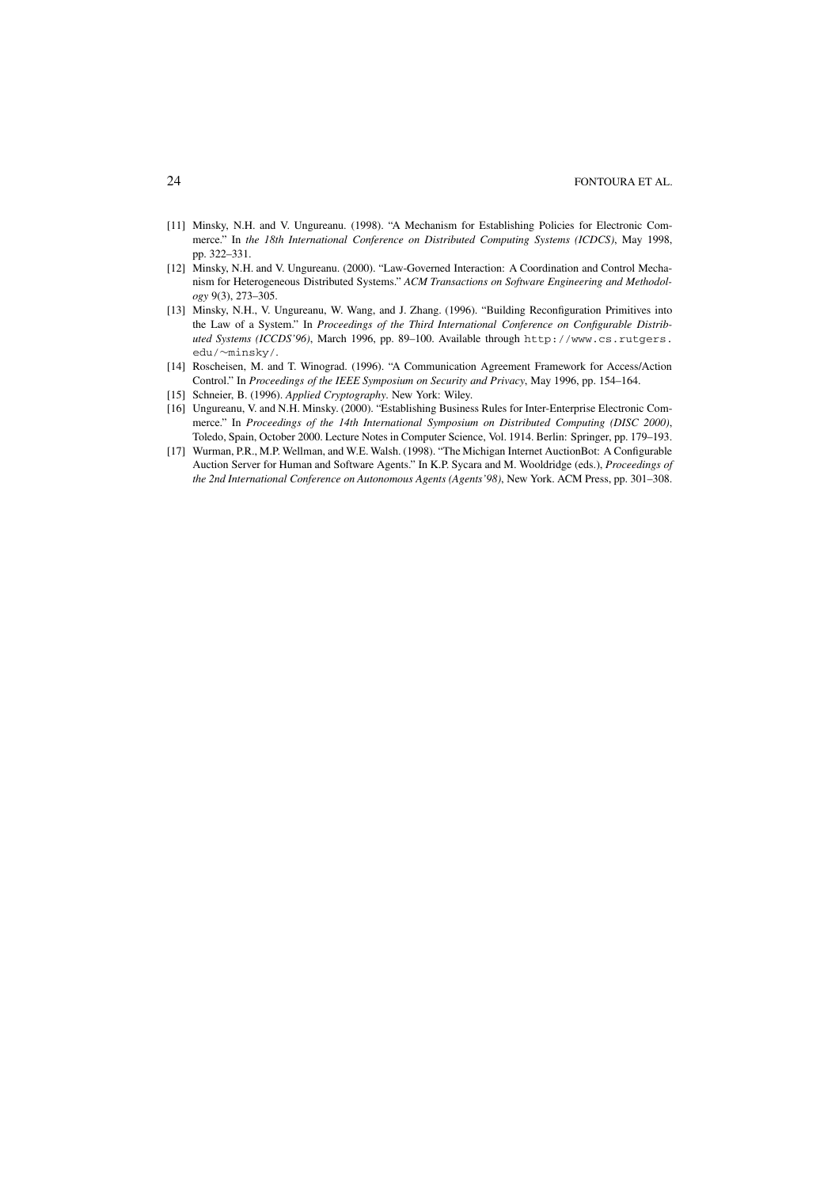[11] Minsky, N.H. and V. Ungureanu. (1998). "A Mechanism for Establishing Policies for Electronic Commerce." In *the 18th International Conference on Distributed Computing Systems (ICDCS)*, May 1998, pp. 322–331.

[12] Minsky, N.H. and V. Ungureanu. (2000). "Law-Governed Interaction: A Coordination and Control Mechanism for Heterogeneous Distributed Systems." *ACM Transactions on Software Engineering and Methodology* 9(3), 273–305.

[13] Minsky, N.H., V. Ungureanu, W. Wang, and J. Zhang. (1996). "Building Reconfiguration Primitives into the Law of a System." In *Proceedings of the Third International Conference on Configurable Distributed Systems (ICCDS'96)*, March 1996, pp. 89–100. Available through `http://www.cs.rutgers.edu/~minsky/`.

[14] Roscheisen, M. and T. Winograd. (1996). "A Communication Agreement Framework for Access/Action Control." In *Proceedings of the IEEE Symposium on Security and Privacy*, May 1996, pp. 154–164.

[15] Schneier, B. (1996). *Applied Cryptography*. New York: Wiley.

[16] Ungureanu, V. and N.H. Minsky. (2000). "Establishing Business Rules for Inter-Enterprise Electronic Commerce." In *Proceedings of the 14th International Symposium on Distributed Computing (DISC 2000)*, Toledo, Spain, October 2000. Lecture Notes in Computer Science, Vol. 1914. Berlin: Springer, pp. 179–193.

[17] Wurman, P.R., M.P. Wellman, and W.E. Walsh. (1998). "The Michigan Internet AuctionBot: A Configurable Auction Server for Human and Software Agents." In K.P. Sycara and M. Wooldridge (eds.), *Proceedings of the 2nd International Conference on Autonomous Agents (Agents'98)*, New York. ACM Press, pp. 301–308.